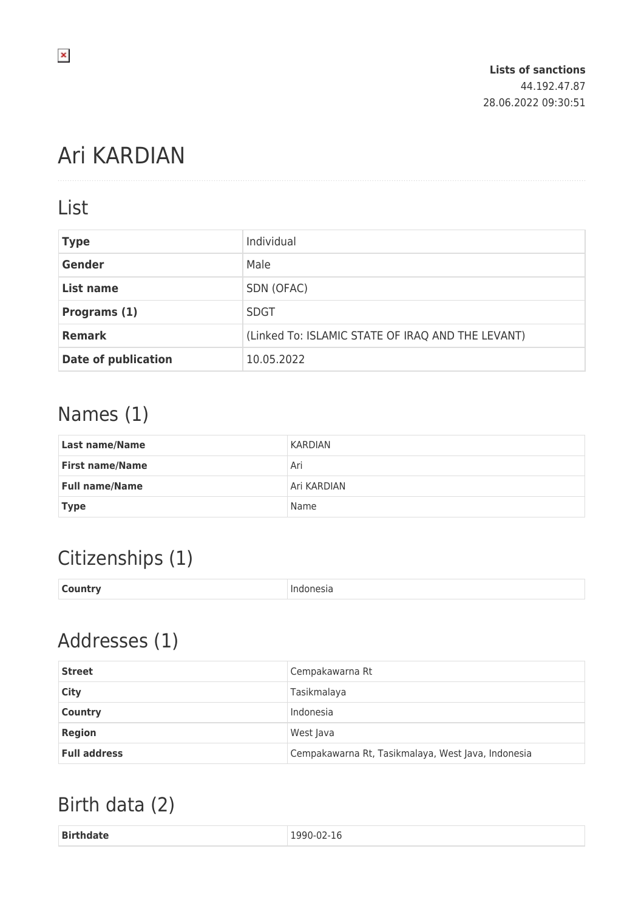**Lists of sanctions**
44.192.47.87
28.06.2022 09:30:51

# Ari KARDIAN

## List

| | |
|---|---|
| **Type** | Individual |
| **Gender** | Male |
| **List name** | SDN (OFAC) |
| **Programs (1)** | SDGT |
| **Remark** | (Linked To: ISLAMIC STATE OF IRAQ AND THE LEVANT) |
| **Date of publication** | 10.05.2022 |

## Names (1)

| | |
|---|---|
| **Last name/Name** | KARDIAN |
| **First name/Name** | Ari |
| **Full name/Name** | Ari KARDIAN |
| **Type** | Name |

## Citizenships (1)

| | |
|---|---|
| **Country** | Indonesia |

## Addresses (1)

| | |
|---|---|
| **Street** | Cempakawarna Rt |
| **City** | Tasikmalaya |
| **Country** | Indonesia |
| **Region** | West Java |
| **Full address** | Cempakawarna Rt, Tasikmalaya, West Java, Indonesia |

## Birth data (2)

| | |
|---|---|
| **Birthdate** | 1990-02-16 |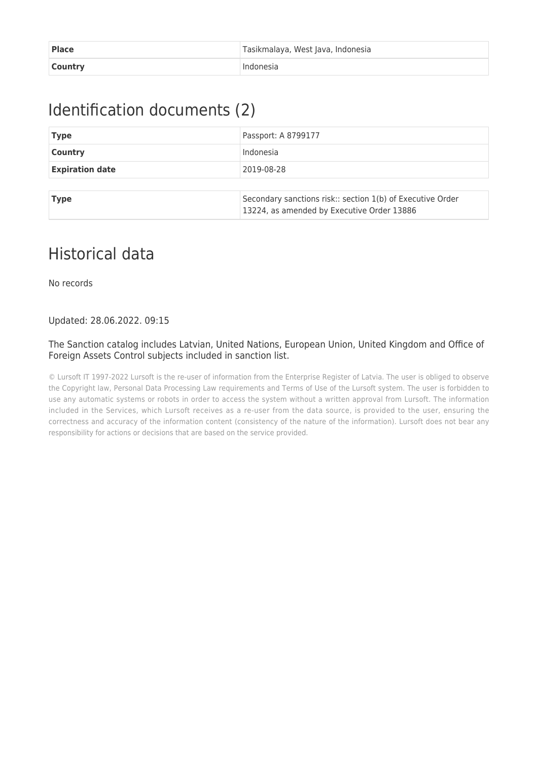| | |
|---|---|
| **Place** | Tasikmalaya, West Java, Indonesia |
| **Country** | Indonesia |

## Identification documents (2)

| | |
|---|---|
| **Type** | Passport: A 8799177 |
| **Country** | Indonesia |
| **Expiration date** | 2019-08-28 |

| | |
|---|---|
| **Type** | Secondary sanctions risk:: section 1(b) of Executive Order 13224, as amended by Executive Order 13886 |

## Historical data

No records

Updated: 28.06.2022. 09:15

The Sanction catalog includes Latvian, United Nations, European Union, United Kingdom and Office of Foreign Assets Control subjects included in sanction list.

© Lursoft IT 1997-2022 Lursoft is the re-user of information from the Enterprise Register of Latvia. The user is obliged to observe the Copyright law, Personal Data Processing Law requirements and Terms of Use of the Lursoft system. The user is forbidden to use any automatic systems or robots in order to access the system without a written approval from Lursoft. The information included in the Services, which Lursoft receives as a re-user from the data source, is provided to the user, ensuring the correctness and accuracy of the information content (consistency of the nature of the information). Lursoft does not bear any responsibility for actions or decisions that are based on the service provided.